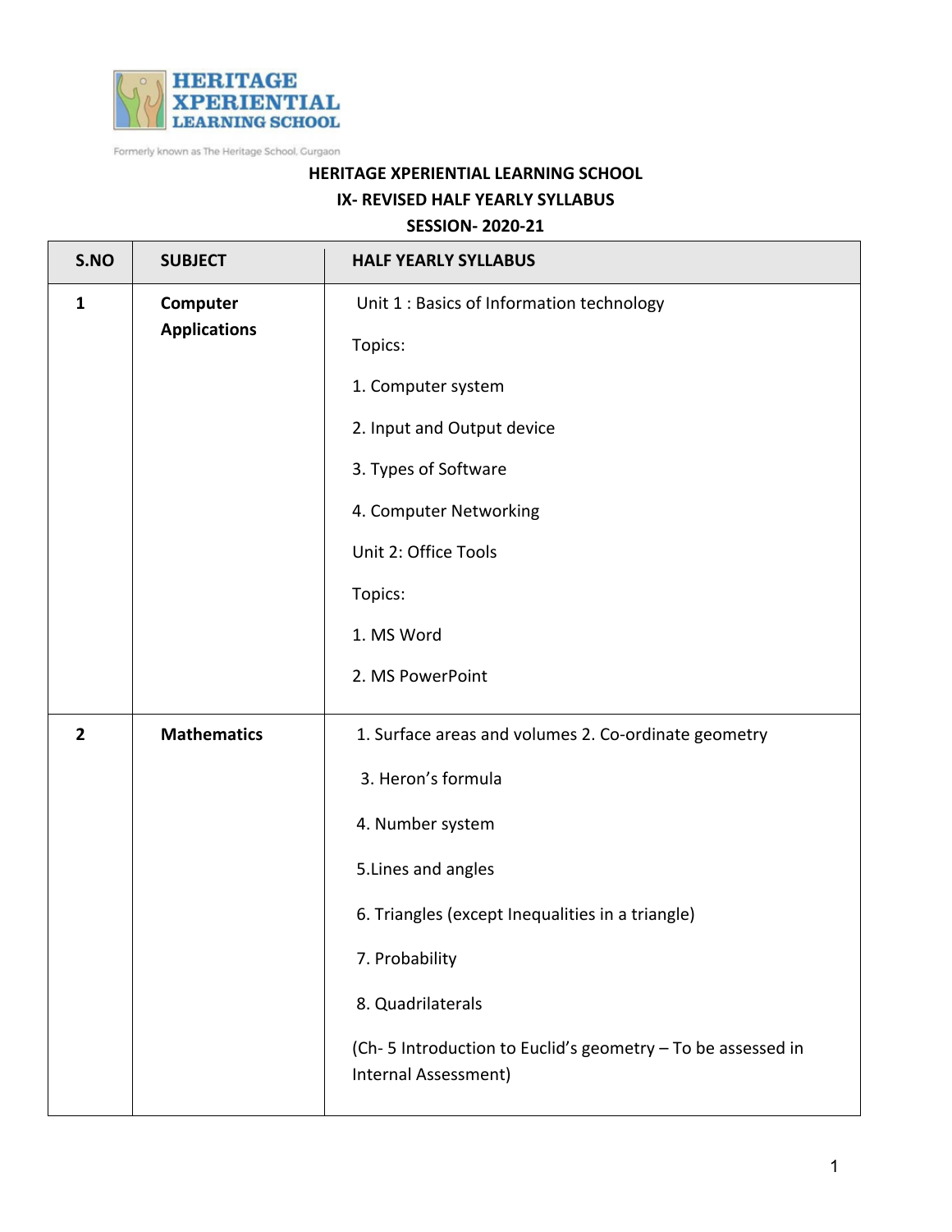HERITAGE XPERIENTIAL LEARNING SCHOOL

Formerly known as The Heritage School, Gurgaon

**HERITAGE XPERIENTIAL LEARNING SCHOOL**

**IX- REVISED HALF YEARLY SYLLABUS**

**SESSION- 2020-21**

| S.NO | SUBJECT | HALF YEARLY SYLLABUS |
|---|---|---|
| **1** | **Computer Applications** | Unit 1 : Basics of Information technology<br><br>Topics:<br><br>1. Computer system<br><br>2. Input and Output device<br><br>3. Types of Software<br><br>4. Computer Networking<br><br>Unit 2: Office Tools<br><br>Topics:<br><br>1. MS Word<br><br>2. MS PowerPoint |
| **2** | **Mathematics** | 1. Surface areas and volumes 2. Co-ordinate geometry<br><br>3. Heron's formula<br><br>4. Number system<br><br>5.Lines and angles<br><br>6. Triangles (except Inequalities in a triangle)<br><br>7. Probability<br><br>8. Quadrilaterals<br><br>(Ch- 5 Introduction to Euclid's geometry – To be assessed in Internal Assessment) |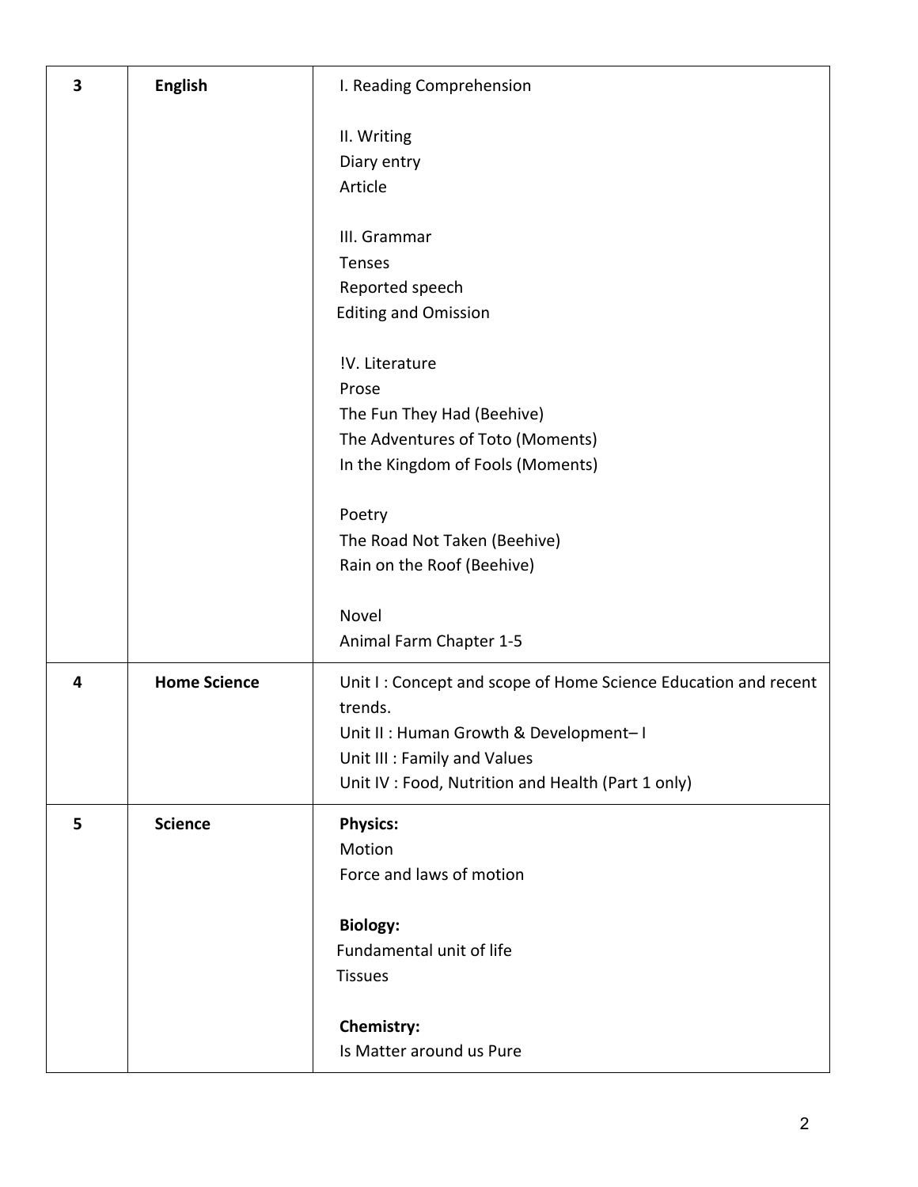| | | |
|---|---|---|
| 3 | **English** | I. Reading Comprehension<br><br>II. Writing<br>Diary entry<br>Article<br><br>III. Grammar<br>Tenses<br>Reported speech<br>Editing and Omission<br><br>!V. Literature<br>Prose<br>The Fun They Had (Beehive)<br>The Adventures of Toto (Moments)<br>In the Kingdom of Fools (Moments)<br><br>Poetry<br>The Road Not Taken (Beehive)<br>Rain on the Roof (Beehive)<br><br>Novel<br>Animal Farm Chapter 1-5 |
| 4 | **Home Science** | Unit I : Concept and scope of Home Science Education and recent trends.<br>Unit II : Human Growth & Development– I<br>Unit III : Family and Values<br>Unit IV : Food, Nutrition and Health (Part 1 only) |
| 5 | **Science** | **Physics:**<br>Motion<br>Force and laws of motion<br><br>**Biology:**<br>Fundamental unit of life<br>Tissues<br><br>**Chemistry:**<br>Is Matter around us Pure |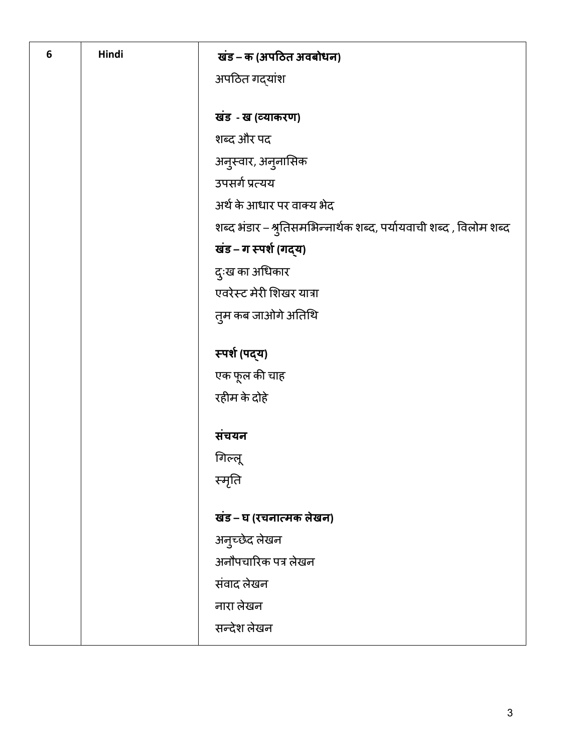| 6 | Hindi | **खंड – क (अपठित अवबोधन)**<br>अपठित गद्यांश<br><br>**खंड - ख (व्याकरण)**<br>शब्द और पद<br>अनुस्वार, अनुनासिक<br>उपसर्ग प्रत्यय<br>अर्थ के आधार पर वाक्य भेद<br>शब्द भंडार – श्रुतिसमभिन्नार्थक शब्द, पर्यायवाची शब्द , विलोम शब्द<br>**खंड – ग स्पर्श (गद्य)**<br>दुःख का अधिकार<br>एवरेस्ट मेरी शिखर यात्रा<br>तुम कब जाओगे अतिथि<br><br>**स्पर्श (पद्य)**<br>एक फूल की चाह<br>रहीम के दोहे<br><br>**संचयन**<br>गिल्लू<br>स्मृति<br><br>**खंड – घ (रचनात्मक लेखन)**<br>अनुच्छेद लेखन<br>अनौपचारिक पत्र लेखन<br>संवाद लेखन<br>नारा लेखन<br>सन्देश लेखन |
|---|---|---|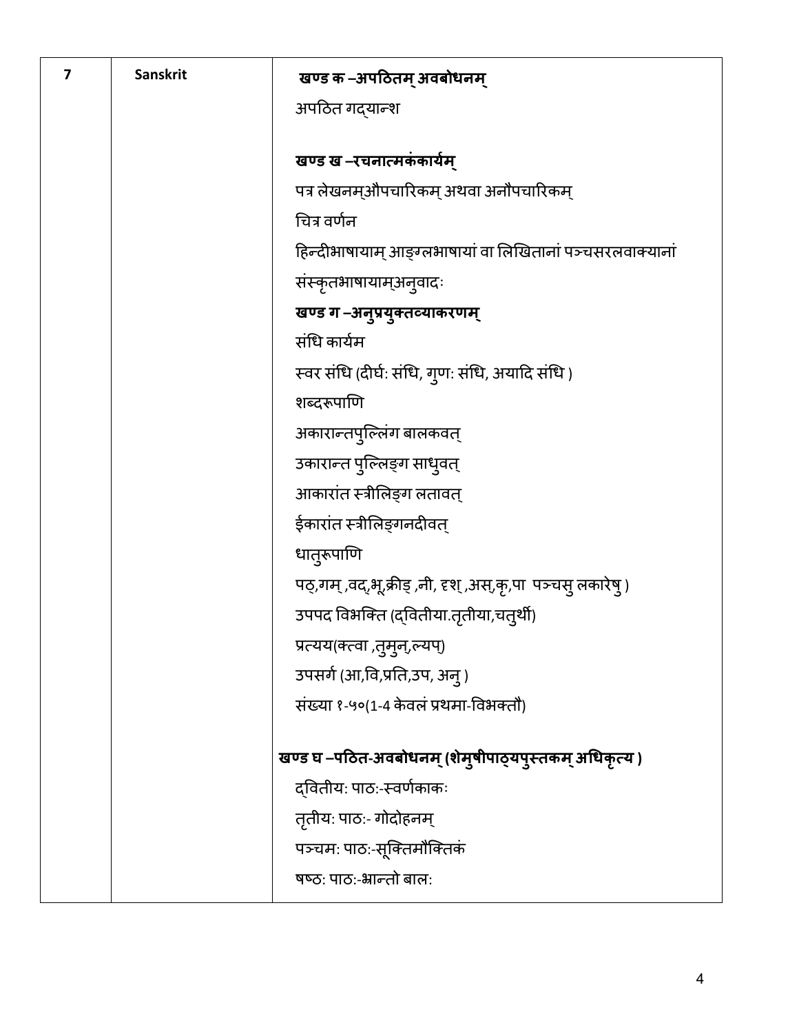| 7 | Sanskrit | **खण्ड क –अपठितम् अवबोधनम्**<br>अपठित गद्यान्श<br><br>**खण्ड ख –रचनात्मकंकार्यम्**<br>पत्र लेखनम्औपचारिकम् अथवा अनौपचारिकम्<br>चित्र वर्णन<br>हिन्दीभाषायाम् आङ्ग्लभाषायां वा लिखितानां पञ्चसरलवाक्यानां संस्कृतभाषायाम्अनुवादः<br>**खण्ड ग –अनुप्रयुक्तव्याकरणम्**<br>संधि कार्यम<br>स्वर संधि (दीर्घ: संधि, गुणः संधि, अयादि संधि )<br>शब्दरूपाणि<br>अकारान्तपुल्लिंग बालकवत्<br>उकारान्त पुल्लिङ्ग साधुवत्<br>आकारांत स्त्रीलिङ्ग लतावत्<br>ईकारांत स्त्रीलिङ्गनदीवत्<br>धातुरूपाणि<br>पठ,गम् ,वद्,भू,क्रीड् ,नी, दृश् ,अस्,कृ,पा पञ्चसु लकारेषु )<br>उपपद विभक्ति (द्वितीया.तृतीया,चतुर्थी)<br>प्रत्यय(क्त्वा ,तुमुन्,ल्यप्)<br>उपसर्ग (आ,वि,प्रति,उप, अनु )<br>संख्या १-५०(1-4 केवलं प्रथमा-विभक्तौ)<br><br>**खण्ड घ –पठित-अवबोधनम् (शेमुषीपाठ्यपुस्तकम् अधिकृत्य )**<br>द्वितीय: पाठः-स्वर्णकाकः<br>तृतीय: पाठः- गोदोहनम्<br>पञ्चम: पाठः-सूक्तिमौक्तिकं<br>षष्ठ: पाठः-भ्रान्तो बाल: |
|---|---|---|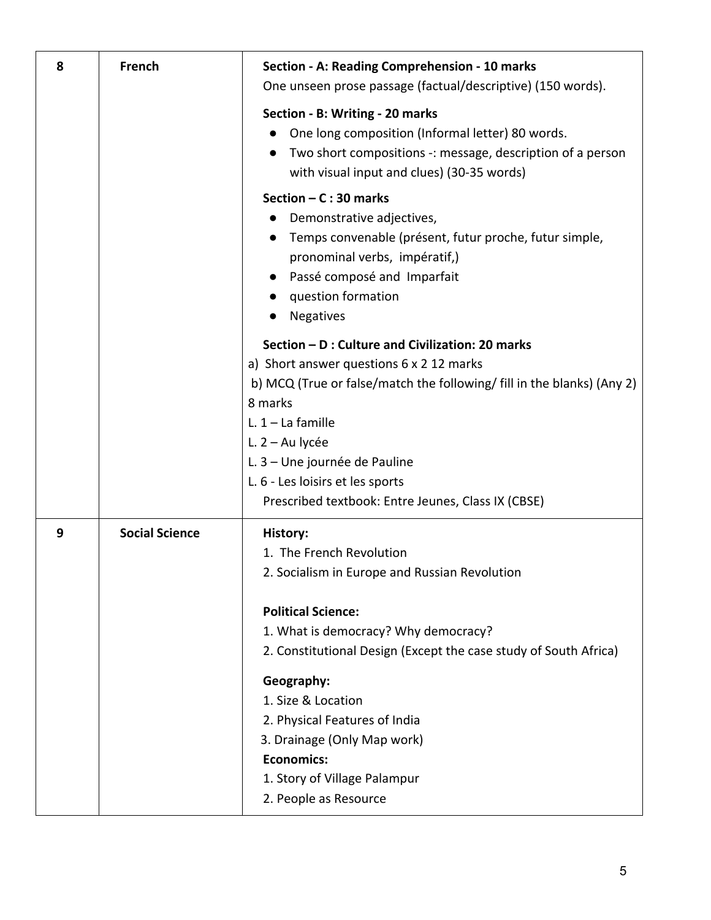| | | |
|---|---|---|
| 8 | **French** | **Section - A: Reading Comprehension - 10 marks**<br>One unseen prose passage (factual/descriptive) (150 words).<br>**Section - B: Writing - 20 marks**<br>● One long composition (Informal letter) 80 words.<br>● Two short compositions -: message, description of a person with visual input and clues) (30-35 words)<br>**Section – C : 30 marks**<br>● Demonstrative adjectives,<br>● Temps convenable (présent, futur proche, futur simple, pronominal verbs, impératif,)<br>● Passé composé and Imparfait<br>● question formation<br>● Negatives<br>**Section – D : Culture and Civilization: 20 marks**<br>a) Short answer questions 6 x 2 12 marks<br>b) MCQ (True or false/match the following/ fill in the blanks) (Any 2) 8 marks<br>L. 1 – La famille<br>L. 2 – Au lycée<br>L. 3 – Une journée de Pauline<br>L. 6 - Les loisirs et les sports<br>Prescribed textbook: Entre Jeunes, Class IX (CBSE) |
| 9 | **Social Science** | **History:**<br>1. The French Revolution<br>2. Socialism in Europe and Russian Revolution<br>**Political Science:**<br>1. What is democracy? Why democracy?<br>2. Constitutional Design (Except the case study of South Africa)<br>**Geography:**<br>1. Size & Location<br>2. Physical Features of India<br>3. Drainage (Only Map work)<br>**Economics:**<br>1. Story of Village Palampur<br>2. People as Resource |